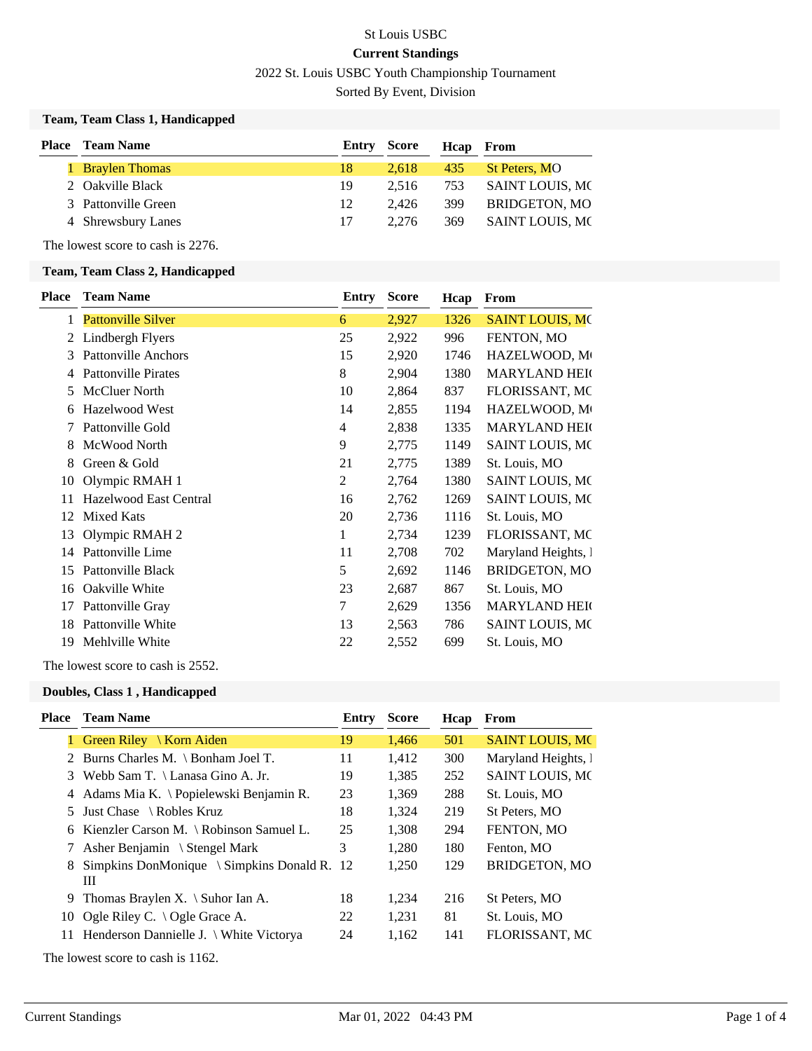St Louis USBC

**Current Standings**

2022 St. Louis USBC Youth Championship Tournament

Sorted By Event, Division

### Team, Team Class 1, Handicapped

| Place | Team Name | Entry | Score | Hcap | From |
|---|---|---|---|---|---|
| 1 | Braylen Thomas | 18 | 2,618 | 435 | St Peters, MO |
| 2 | Oakville Black | 19 | 2,516 | 753 | SAINT LOUIS, MO |
| 3 | Pattonville Green | 12 | 2,426 | 399 | BRIDGETON, MO |
| 4 | Shrewsbury Lanes | 17 | 2,276 | 369 | SAINT LOUIS, MO |

The lowest score to cash is 2276.

### Team, Team Class 2, Handicapped

| Place | Team Name | Entry | Score | Hcap | From |
|---|---|---|---|---|---|
| 1 | Pattonville Silver | 6 | 2,927 | 1326 | SAINT LOUIS, MO |
| 2 | Lindbergh Flyers | 25 | 2,922 | 996 | FENTON, MO |
| 3 | Pattonville Anchors | 15 | 2,920 | 1746 | HAZELWOOD, MO |
| 4 | Pattonville Pirates | 8 | 2,904 | 1380 | MARYLAND HEI |
| 5 | McCluer North | 10 | 2,864 | 837 | FLORISSANT, MO |
| 6 | Hazelwood West | 14 | 2,855 | 1194 | HAZELWOOD, MO |
| 7 | Pattonville Gold | 4 | 2,838 | 1335 | MARYLAND HEI |
| 8 | McWood North | 9 | 2,775 | 1149 | SAINT LOUIS, MO |
| 8 | Green & Gold | 21 | 2,775 | 1389 | St. Louis, MO |
| 10 | Olympic RMAH 1 | 2 | 2,764 | 1380 | SAINT LOUIS, MO |
| 11 | Hazelwood East Central | 16 | 2,762 | 1269 | SAINT LOUIS, MO |
| 12 | Mixed Kats | 20 | 2,736 | 1116 | St. Louis, MO |
| 13 | Olympic RMAH 2 | 1 | 2,734 | 1239 | FLORISSANT, MO |
| 14 | Pattonville Lime | 11 | 2,708 | 702 | Maryland Heights, I |
| 15 | Pattonville Black | 5 | 2,692 | 1146 | BRIDGETON, MO |
| 16 | Oakville White | 23 | 2,687 | 867 | St. Louis, MO |
| 17 | Pattonville Gray | 7 | 2,629 | 1356 | MARYLAND HEI |
| 18 | Pattonville White | 13 | 2,563 | 786 | SAINT LOUIS, MO |
| 19 | Mehlville White | 22 | 2,552 | 699 | St. Louis, MO |

The lowest score to cash is 2552.

### Doubles, Class 1 , Handicapped

| Place | Team Name | Entry | Score | Hcap | From |
|---|---|---|---|---|---|
| 1 | Green Riley \ Korn Aiden | 19 | 1,466 | 501 | SAINT LOUIS, MO |
| 2 | Burns Charles M. \ Bonham Joel T. | 11 | 1,412 | 300 | Maryland Heights, I |
| 3 | Webb Sam T. \ Lanasa Gino A. Jr. | 19 | 1,385 | 252 | SAINT LOUIS, MO |
| 4 | Adams Mia K. \ Popielewski Benjamin R. | 23 | 1,369 | 288 | St. Louis, MO |
| 5 | Just Chase \ Robles Kruz | 18 | 1,324 | 219 | St Peters, MO |
| 6 | Kienzler Carson M. \ Robinson Samuel L. | 25 | 1,308 | 294 | FENTON, MO |
| 7 | Asher Benjamin \ Stengel Mark | 3 | 1,280 | 180 | Fenton, MO |
| 8 | Simpkins DonMonique \ Simpkins Donald R. III | 12 | 1,250 | 129 | BRIDGETON, MO |
| 9 | Thomas Braylen X. \ Suhor Ian A. | 18 | 1,234 | 216 | St Peters, MO |
| 10 | Ogle Riley C. \ Ogle Grace A. | 22 | 1,231 | 81 | St. Louis, MO |
| 11 | Henderson Dannielle J. \ White Victorya | 24 | 1,162 | 141 | FLORISSANT, MO |

The lowest score to cash is 1162.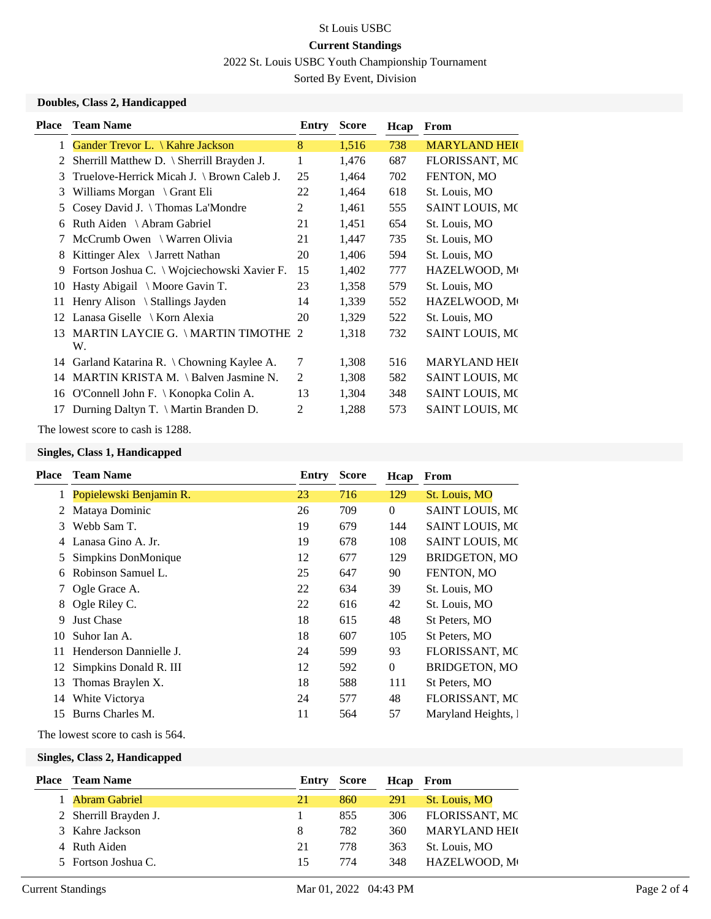St Louis USBC

**Current Standings**

2022 St. Louis USBC Youth Championship Tournament

Sorted By Event, Division

### Doubles, Class 2, Handicapped

| Place | Team Name | Entry | Score | Hcap | From |
|---|---|---|---|---|---|
| 1 | Gander Trevor L. \ Kahre Jackson | 8 | 1,516 | 738 | MARYLAND HEI( |
| 2 | Sherrill Matthew D. \ Sherrill Brayden J. | 1 | 1,476 | 687 | FLORISSANT, MC |
| 3 | Truelove-Herrick Micah J. \ Brown Caleb J. | 25 | 1,464 | 702 | FENTON, MO |
| 3 | Williams Morgan \ Grant Eli | 22 | 1,464 | 618 | St. Louis, MO |
| 5 | Cosey David J. \ Thomas La'Mondre | 2 | 1,461 | 555 | SAINT LOUIS, MC |
| 6 | Ruth Aiden \ Abram Gabriel | 21 | 1,451 | 654 | St. Louis, MO |
| 7 | McCrumb Owen \ Warren Olivia | 21 | 1,447 | 735 | St. Louis, MO |
| 8 | Kittinger Alex \ Jarrett Nathan | 20 | 1,406 | 594 | St. Louis, MO |
| 9 | Fortson Joshua C. \ Wojciechowski Xavier F. | 15 | 1,402 | 777 | HAZELWOOD, M( |
| 10 | Hasty Abigail \ Moore Gavin T. | 23 | 1,358 | 579 | St. Louis, MO |
| 11 | Henry Alison \ Stallings Jayden | 14 | 1,339 | 552 | HAZELWOOD, M( |
| 12 | Lanasa Giselle \ Korn Alexia | 20 | 1,329 | 522 | St. Louis, MO |
| 13 | MARTIN LAYCIE G. \ MARTIN TIMOTHE W. | 2 | 1,318 | 732 | SAINT LOUIS, MC |
| 14 | Garland Katarina R. \ Chowning Kaylee A. | 7 | 1,308 | 516 | MARYLAND HEI( |
| 14 | MARTIN KRISTA M. \ Balven Jasmine N. | 2 | 1,308 | 582 | SAINT LOUIS, MC |
| 16 | O'Connell John F. \ Konopka Colin A. | 13 | 1,304 | 348 | SAINT LOUIS, MC |
| 17 | Durning Daltyn T. \ Martin Branden D. | 2 | 1,288 | 573 | SAINT LOUIS, MC |

The lowest score to cash is 1288.

### Singles, Class 1, Handicapped

| Place | Team Name | Entry | Score | Hcap | From |
|---|---|---|---|---|---|
| 1 | Popielewski Benjamin R. | 23 | 716 | 129 | St. Louis, MO |
| 2 | Mataya Dominic | 26 | 709 | 0 | SAINT LOUIS, MC |
| 3 | Webb Sam T. | 19 | 679 | 144 | SAINT LOUIS, MC |
| 4 | Lanasa Gino A. Jr. | 19 | 678 | 108 | SAINT LOUIS, MC |
| 5 | Simpkins DonMonique | 12 | 677 | 129 | BRIDGETON, MO |
| 6 | Robinson Samuel L. | 25 | 647 | 90 | FENTON, MO |
| 7 | Ogle Grace A. | 22 | 634 | 39 | St. Louis, MO |
| 8 | Ogle Riley C. | 22 | 616 | 42 | St. Louis, MO |
| 9 | Just Chase | 18 | 615 | 48 | St Peters, MO |
| 10 | Suhor Ian A. | 18 | 607 | 105 | St Peters, MO |
| 11 | Henderson Dannielle J. | 24 | 599 | 93 | FLORISSANT, MC |
| 12 | Simpkins Donald R. III | 12 | 592 | 0 | BRIDGETON, MO |
| 13 | Thomas Braylen X. | 18 | 588 | 111 | St Peters, MO |
| 14 | White Victorya | 24 | 577 | 48 | FLORISSANT, MC |
| 15 | Burns Charles M. | 11 | 564 | 57 | Maryland Heights, I |

The lowest score to cash is 564.

### Singles, Class 2, Handicapped

| Place | Team Name | Entry | Score | Hcap | From |
|---|---|---|---|---|---|
| 1 | Abram Gabriel | 21 | 860 | 291 | St. Louis, MO |
| 2 | Sherrill Brayden J. | 1 | 855 | 306 | FLORISSANT, MC |
| 3 | Kahre Jackson | 8 | 782 | 360 | MARYLAND HEI( |
| 4 | Ruth Aiden | 21 | 778 | 363 | St. Louis, MO |
| 5 | Fortson Joshua C. | 15 | 774 | 348 | HAZELWOOD, M( |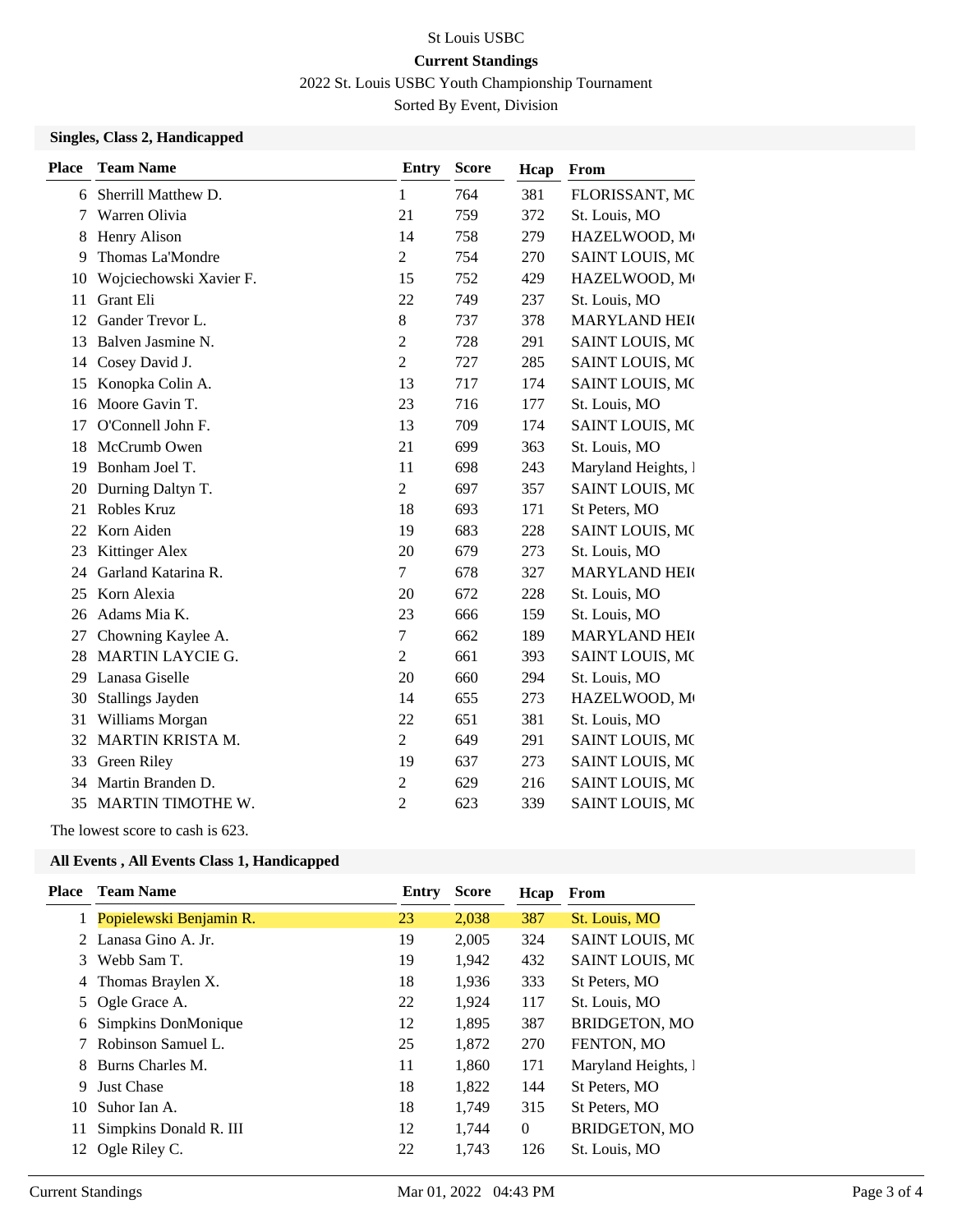St Louis USBC

**Current Standings**

2022 St. Louis USBC Youth Championship Tournament

Sorted By Event, Division

### Singles, Class 2, Handicapped

| Place | Team Name | Entry | Score | Hcap | From |
|---|---|---|---|---|---|
| 6 | Sherrill Matthew D. | 1 | 764 | 381 | FLORISSANT, MC |
| 7 | Warren Olivia | 21 | 759 | 372 | St. Louis, MO |
| 8 | Henry Alison | 14 | 758 | 279 | HAZELWOOD, M( |
| 9 | Thomas La'Mondre | 2 | 754 | 270 | SAINT LOUIS, MC |
| 10 | Wojciechowski Xavier F. | 15 | 752 | 429 | HAZELWOOD, M( |
| 11 | Grant Eli | 22 | 749 | 237 | St. Louis, MO |
| 12 | Gander Trevor L. | 8 | 737 | 378 | MARYLAND HEI( |
| 13 | Balven Jasmine N. | 2 | 728 | 291 | SAINT LOUIS, MC |
| 14 | Cosey David J. | 2 | 727 | 285 | SAINT LOUIS, MC |
| 15 | Konopka Colin A. | 13 | 717 | 174 | SAINT LOUIS, MC |
| 16 | Moore Gavin T. | 23 | 716 | 177 | St. Louis, MO |
| 17 | O'Connell John F. | 13 | 709 | 174 | SAINT LOUIS, MC |
| 18 | McCrumb Owen | 21 | 699 | 363 | St. Louis, MO |
| 19 | Bonham Joel T. | 11 | 698 | 243 | Maryland Heights, I |
| 20 | Durning Daltyn T. | 2 | 697 | 357 | SAINT LOUIS, MC |
| 21 | Robles Kruz | 18 | 693 | 171 | St Peters, MO |
| 22 | Korn Aiden | 19 | 683 | 228 | SAINT LOUIS, MC |
| 23 | Kittinger Alex | 20 | 679 | 273 | St. Louis, MO |
| 24 | Garland Katarina R. | 7 | 678 | 327 | MARYLAND HEI( |
| 25 | Korn Alexia | 20 | 672 | 228 | St. Louis, MO |
| 26 | Adams Mia K. | 23 | 666 | 159 | St. Louis, MO |
| 27 | Chowning Kaylee A. | 7 | 662 | 189 | MARYLAND HEI( |
| 28 | MARTIN LAYCIE G. | 2 | 661 | 393 | SAINT LOUIS, MC |
| 29 | Lanasa Giselle | 20 | 660 | 294 | St. Louis, MO |
| 30 | Stallings Jayden | 14 | 655 | 273 | HAZELWOOD, M( |
| 31 | Williams Morgan | 22 | 651 | 381 | St. Louis, MO |
| 32 | MARTIN KRISTA M. | 2 | 649 | 291 | SAINT LOUIS, MC |
| 33 | Green Riley | 19 | 637 | 273 | SAINT LOUIS, MC |
| 34 | Martin Branden D. | 2 | 629 | 216 | SAINT LOUIS, MC |
| 35 | MARTIN TIMOTHE W. | 2 | 623 | 339 | SAINT LOUIS, MC |

The lowest score to cash is 623.

### All Events , All Events Class 1, Handicapped

| Place | Team Name | Entry | Score | Hcap | From |
|---|---|---|---|---|---|
| 1 | Popielewski Benjamin R. | 23 | 2,038 | 387 | St. Louis, MO |
| 2 | Lanasa Gino A. Jr. | 19 | 2,005 | 324 | SAINT LOUIS, MC |
| 3 | Webb Sam T. | 19 | 1,942 | 432 | SAINT LOUIS, MC |
| 4 | Thomas Braylen X. | 18 | 1,936 | 333 | St Peters, MO |
| 5 | Ogle Grace A. | 22 | 1,924 | 117 | St. Louis, MO |
| 6 | Simpkins DonMonique | 12 | 1,895 | 387 | BRIDGETON, MO |
| 7 | Robinson Samuel L. | 25 | 1,872 | 270 | FENTON, MO |
| 8 | Burns Charles M. | 11 | 1,860 | 171 | Maryland Heights, I |
| 9 | Just Chase | 18 | 1,822 | 144 | St Peters, MO |
| 10 | Suhor Ian A. | 18 | 1,749 | 315 | St Peters, MO |
| 11 | Simpkins Donald R. III | 12 | 1,744 | 0 | BRIDGETON, MO |
| 12 | Ogle Riley C. | 22 | 1,743 | 126 | St. Louis, MO |

Current Standings Mar 01, 2022 04:43 PM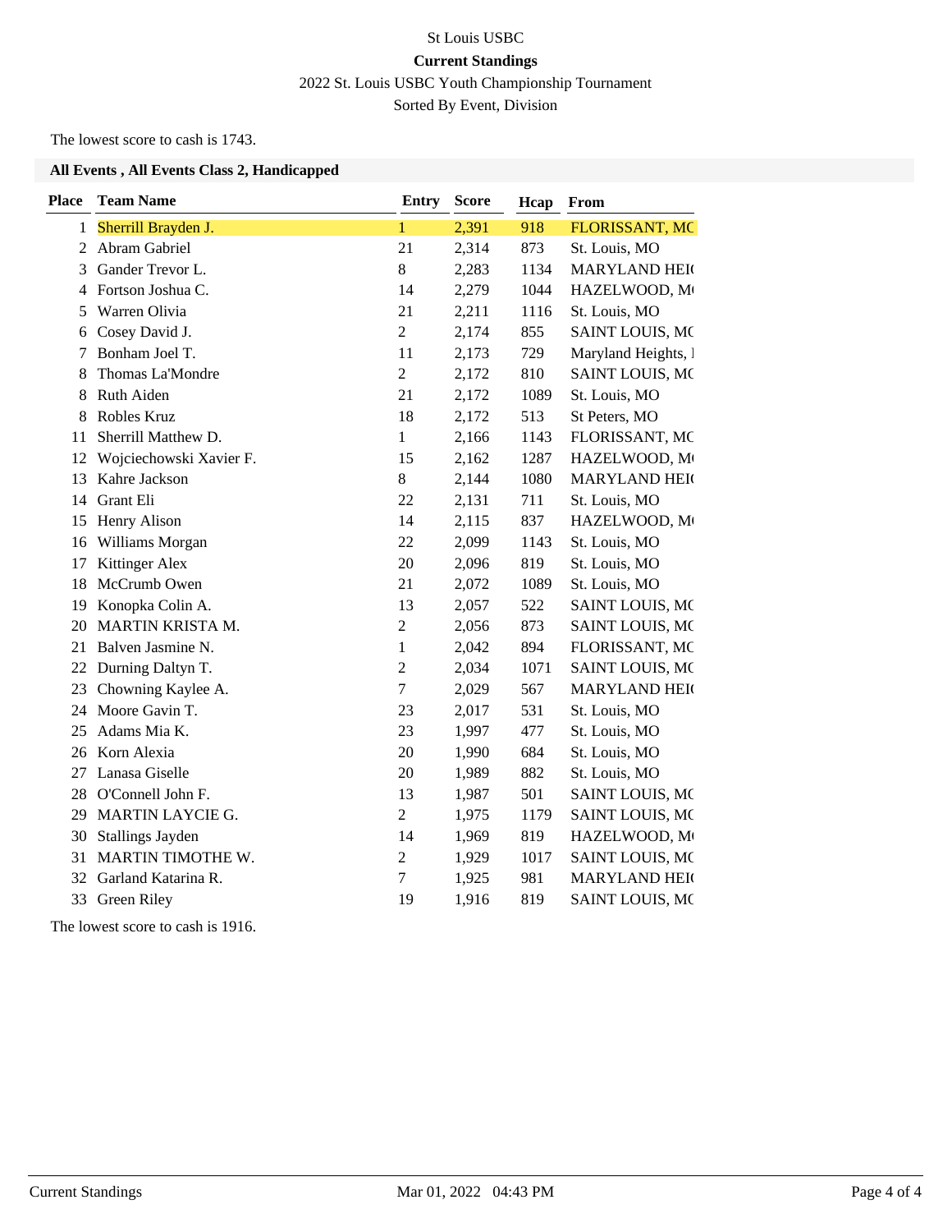St Louis USBC

**Current Standings**

2022 St. Louis USBC Youth Championship Tournament

Sorted By Event, Division

The lowest score to cash is 1743.

**All Events , All Events Class 2, Handicapped**

| Place | Team Name | Entry | Score | Hcap | From |
|---|---|---|---|---|---|
| 1 | Sherrill Brayden J. | 1 | 2,391 | 918 | FLORISSANT, MC |
| 2 | Abram Gabriel | 21 | 2,314 | 873 | St. Louis, MO |
| 3 | Gander Trevor L. | 8 | 2,283 | 1134 | MARYLAND HEI( |
| 4 | Fortson Joshua C. | 14 | 2,279 | 1044 | HAZELWOOD, M( |
| 5 | Warren Olivia | 21 | 2,211 | 1116 | St. Louis, MO |
| 6 | Cosey David J. | 2 | 2,174 | 855 | SAINT LOUIS, MC |
| 7 | Bonham Joel T. | 11 | 2,173 | 729 | Maryland Heights, I |
| 8 | Thomas La'Mondre | 2 | 2,172 | 810 | SAINT LOUIS, MC |
| 8 | Ruth Aiden | 21 | 2,172 | 1089 | St. Louis, MO |
| 8 | Robles Kruz | 18 | 2,172 | 513 | St Peters, MO |
| 11 | Sherrill Matthew D. | 1 | 2,166 | 1143 | FLORISSANT, MC |
| 12 | Wojciechowski Xavier F. | 15 | 2,162 | 1287 | HAZELWOOD, M( |
| 13 | Kahre Jackson | 8 | 2,144 | 1080 | MARYLAND HEI( |
| 14 | Grant Eli | 22 | 2,131 | 711 | St. Louis, MO |
| 15 | Henry Alison | 14 | 2,115 | 837 | HAZELWOOD, M( |
| 16 | Williams Morgan | 22 | 2,099 | 1143 | St. Louis, MO |
| 17 | Kittinger Alex | 20 | 2,096 | 819 | St. Louis, MO |
| 18 | McCrumb Owen | 21 | 2,072 | 1089 | St. Louis, MO |
| 19 | Konopka Colin A. | 13 | 2,057 | 522 | SAINT LOUIS, MC |
| 20 | MARTIN KRISTA M. | 2 | 2,056 | 873 | SAINT LOUIS, MC |
| 21 | Balven Jasmine N. | 1 | 2,042 | 894 | FLORISSANT, MC |
| 22 | Durning Daltyn T. | 2 | 2,034 | 1071 | SAINT LOUIS, MC |
| 23 | Chowning Kaylee A. | 7 | 2,029 | 567 | MARYLAND HEI( |
| 24 | Moore Gavin T. | 23 | 2,017 | 531 | St. Louis, MO |
| 25 | Adams Mia K. | 23 | 1,997 | 477 | St. Louis, MO |
| 26 | Korn Alexia | 20 | 1,990 | 684 | St. Louis, MO |
| 27 | Lanasa Giselle | 20 | 1,989 | 882 | St. Louis, MO |
| 28 | O'Connell John F. | 13 | 1,987 | 501 | SAINT LOUIS, MC |
| 29 | MARTIN LAYCIE G. | 2 | 1,975 | 1179 | SAINT LOUIS, MC |
| 30 | Stallings Jayden | 14 | 1,969 | 819 | HAZELWOOD, M( |
| 31 | MARTIN TIMOTHE W. | 2 | 1,929 | 1017 | SAINT LOUIS, MC |
| 32 | Garland Katarina R. | 7 | 1,925 | 981 | MARYLAND HEI( |
| 33 | Green Riley | 19 | 1,916 | 819 | SAINT LOUIS, MC |

The lowest score to cash is 1916.